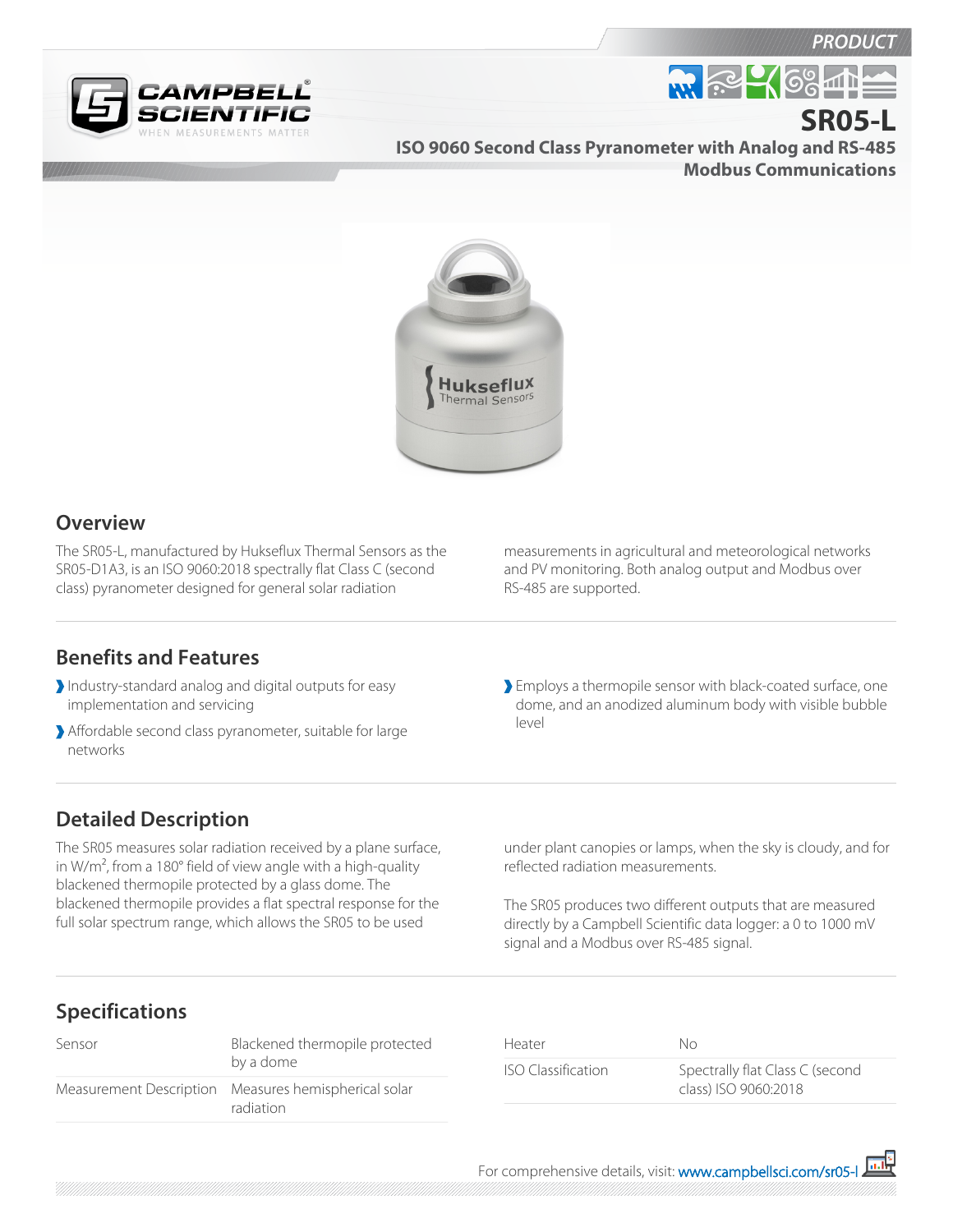PRODUCT

# SR05-L

## ISO 9060 Second Class Pyranometer with Analog and RS-485 Modbus Communications

## Overview

The SR05-L, manufactured by Hukseflux Thermal Sensors as the SR05-D1A3, is an ISO 9060:2018 spectrally flat Class C (second class) pyranometer designed for general solar radiation measurements in agricultural and meteorological networks and PV monitoring. Both analog output and Modbus over RS-485 are supported.

## Benefits and Features

- Industry-standard analog and digital outputs for easy implementation and servicing
- Affordable second class pyranometer, suitable for large networks
- Employs a thermopile sensor with black-coated surface, one dome, and an anodized aluminum body with visible bubble level

## Detailed Description

The SR05 measures solar radiation received by a plane surface, in W/m$^2$, from a 180° field of view angle with a high-quality blackened thermopile protected by a glass dome. The blackened thermopile provides a flat spectral response for the full solar spectrum range, which allows the SR05 to be used under plant canopies or lamps, when the sky is cloudy, and for reflected radiation measurements.

The SR05 produces two different outputs that are measured directly by a Campbell Scientific data logger: a 0 to 1000 mV signal and a Modbus over RS-485 signal.

## Specifications

| | |
|---|---|
| Sensor | Blackened thermopile protected by a dome |
| Measurement Description | Measures hemispherical solar radiation |
| Heater | No |
| ISO Classification | Spectrally flat Class C (second class) ISO 9060:2018 |

For comprehensive details, visit: www.campbellsci.com/sr05-l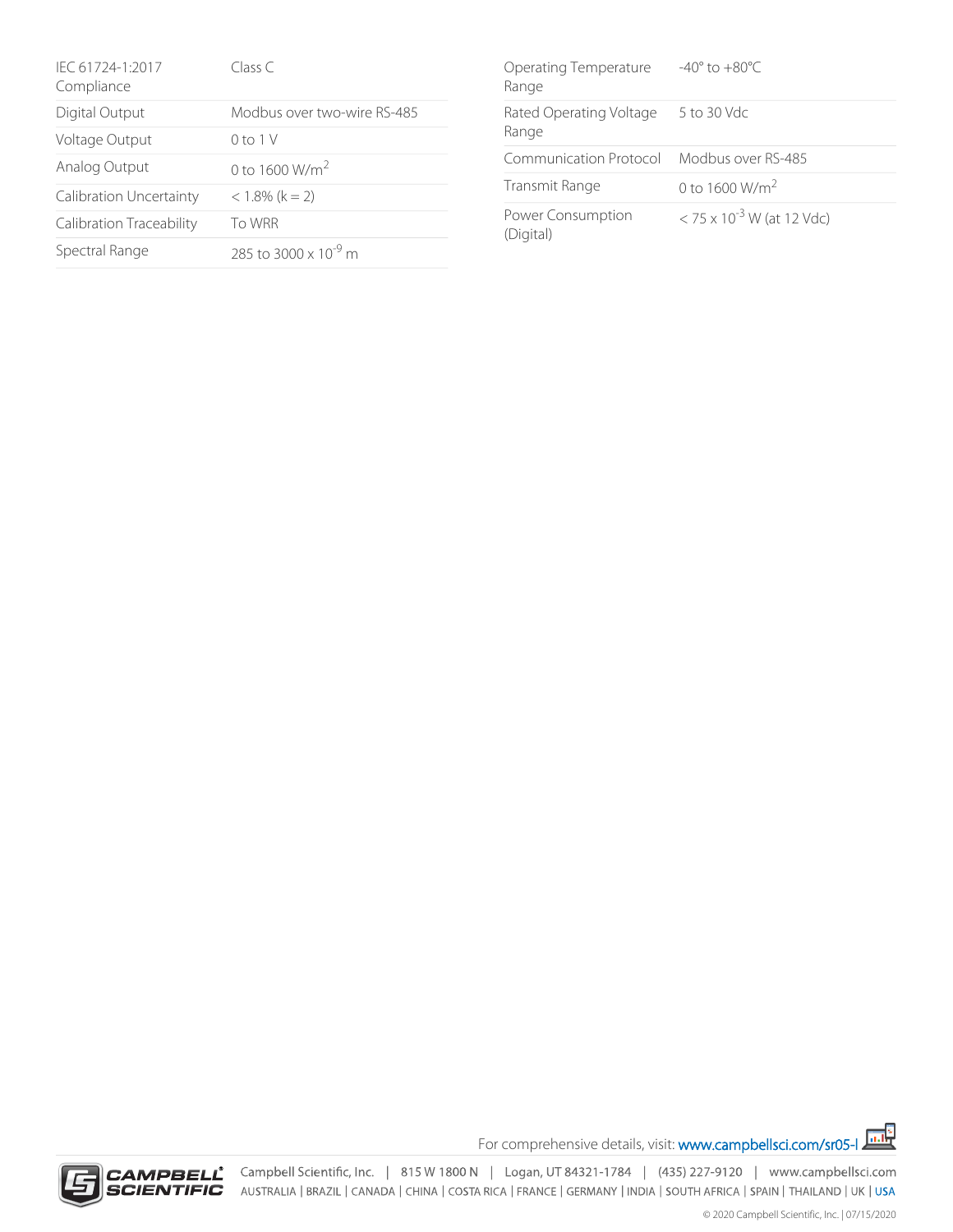| | |
|---|---|
| IEC 61724-1:2017 Compliance | Class C |
| Digital Output | Modbus over two-wire RS-485 |
| Voltage Output | 0 to 1 V |
| Analog Output | 0 to 1600 W/m$^2$ |
| Calibration Uncertainty | < 1.8% (k = 2) |
| Calibration Traceability | To WRR |
| Spectral Range | 285 to 3000 x $10^{-9}$ m |

| | |
|---|---|
| Operating Temperature Range | -40° to +80°C |
| Rated Operating Voltage Range | 5 to 30 Vdc |
| Communication Protocol | Modbus over RS-485 |
| Transmit Range | 0 to 1600 W/m$^2$ |
| Power Consumption (Digital) | < 75 x $10^{-3}$ W (at 12 Vdc) |

For comprehensive details, visit: www.campbellsci.com/sr05-l

Campbell Scientific, Inc. | 815 W 1800 N | Logan, UT 84321-1784 | (435) 227-9120 | www.campbellsci.com

AUSTRALIA | BRAZIL | CANADA | CHINA | COSTA RICA | FRANCE | GERMANY | INDIA | SOUTH AFRICA | SPAIN | THAILAND | UK | USA

© 2020 Campbell Scientific, Inc. | 07/15/2020